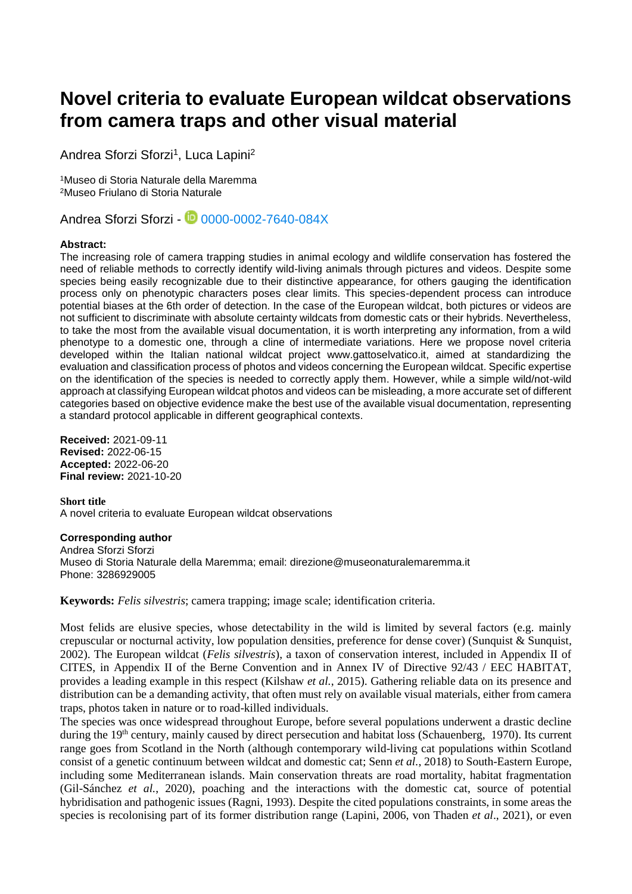# Novel criteria to evaluate European wildcat observations from camera traps and other visual material

Andrea Sforzi Sforzi[1], Luca Lapini[2]

[1]Museo di Storia Naturale della Maremma
[2]Museo Friulano di Storia Naturale

Andrea Sforzi Sforzi - 0000-0002-7640-084X

**Abstract:**
The increasing role of camera trapping studies in animal ecology and wildlife conservation has fostered the need of reliable methods to correctly identify wild-living animals through pictures and videos. Despite some species being easily recognizable due to their distinctive appearance, for others gauging the identification process only on phenotypic characters poses clear limits. This species-dependent process can introduce potential biases at the 6th order of detection. In the case of the European wildcat, both pictures or videos are not sufficient to discriminate with absolute certainty wildcats from domestic cats or their hybrids. Nevertheless, to take the most from the available visual documentation, it is worth interpreting any information, from a wild phenotype to a domestic one, through a cline of intermediate variations. Here we propose novel criteria developed within the Italian national wildcat project www.gattoselvatico.it, aimed at standardizing the evaluation and classification process of photos and videos concerning the European wildcat. Specific expertise on the identification of the species is needed to correctly apply them. However, while a simple wild/not-wild approach at classifying European wildcat photos and videos can be misleading, a more accurate set of different categories based on objective evidence make the best use of the available visual documentation, representing a standard protocol applicable in different geographical contexts.

**Received:** 2021-09-11
**Revised:** 2022-06-15
**Accepted:** 2022-06-20
**Final review:** 2021-10-20

**Short title**
A novel criteria to evaluate European wildcat observations

**Corresponding author**
Andrea Sforzi Sforzi
Museo di Storia Naturale della Maremma; email: direzione@museonaturalemaremma.it
Phone: 3286929005

**Keywords:** *Felis silvestris*; camera trapping; image scale; identification criteria.

Most felids are elusive species, whose detectability in the wild is limited by several factors (e.g. mainly crepuscular or nocturnal activity, low population densities, preference for dense cover) (Sunquist & Sunquist, 2002). The European wildcat (*Felis silvestris*), a taxon of conservation interest, included in Appendix II of CITES, in Appendix II of the Berne Convention and in Annex IV of Directive 92/43 / EEC HABITAT, provides a leading example in this respect (Kilshaw *et al.*, 2015). Gathering reliable data on its presence and distribution can be a demanding activity, that often must rely on available visual materials, either from camera traps, photos taken in nature or to road-killed individuals.

The species was once widespread throughout Europe, before several populations underwent a drastic decline during the 19th century, mainly caused by direct persecution and habitat loss (Schauenberg, 1970). Its current range goes from Scotland in the North (although contemporary wild-living cat populations within Scotland consist of a genetic continuum between wildcat and domestic cat; Senn *et al.*, 2018) to South-Eastern Europe, including some Mediterranean islands. Main conservation threats are road mortality, habitat fragmentation (Gil-Sánchez *et al.*, 2020), poaching and the interactions with the domestic cat, source of potential hybridisation and pathogenic issues (Ragni, 1993). Despite the cited populations constraints, in some areas the species is recolonising part of its former distribution range (Lapini, 2006, von Thaden *et al*., 2021), or even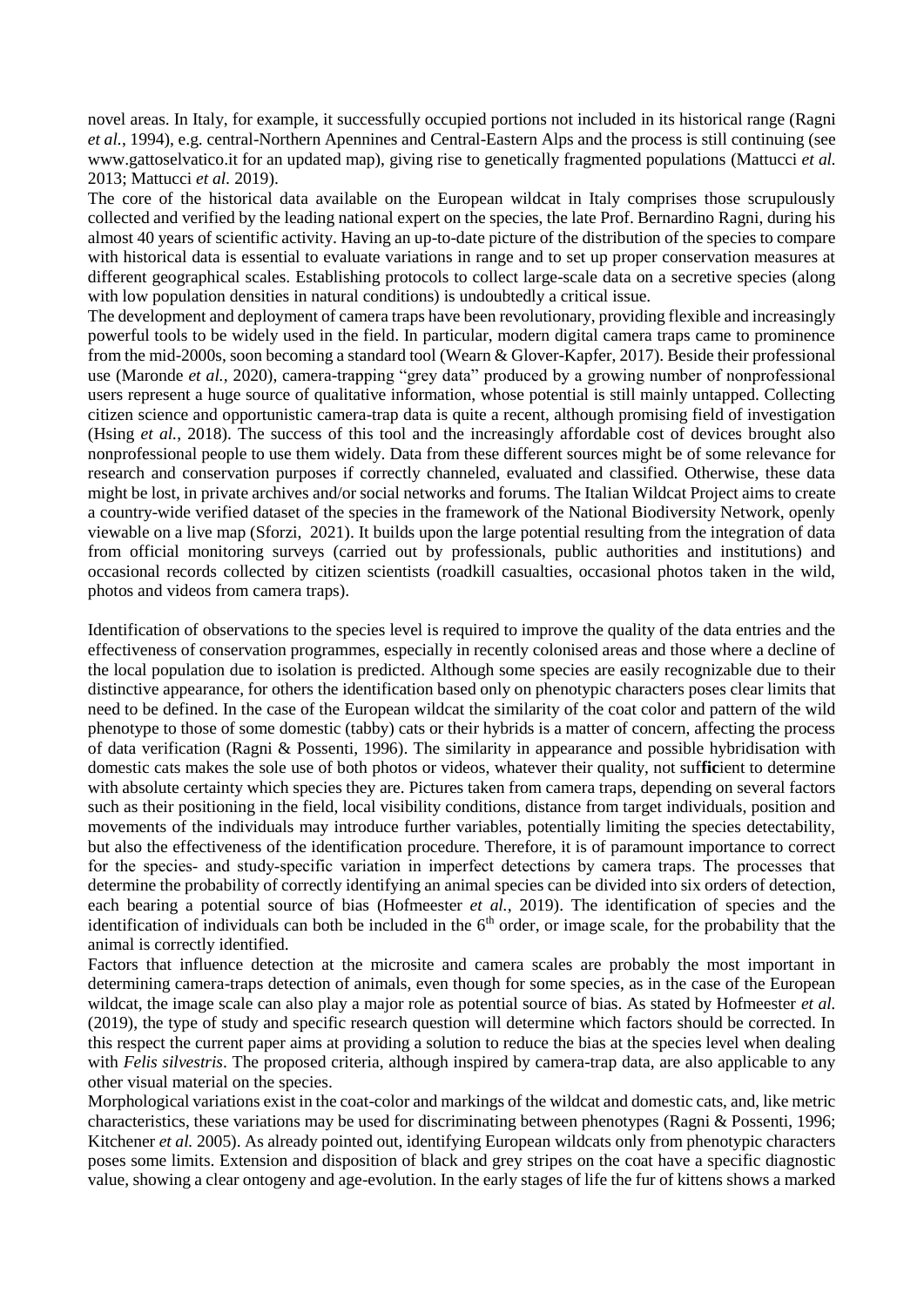novel areas. In Italy, for example, it successfully occupied portions not included in its historical range (Ragni *et al.*, 1994), e.g. central-Northern Apennines and Central-Eastern Alps and the process is still continuing (see www.gattoselvatico.it for an updated map), giving rise to genetically fragmented populations (Mattucci *et al.* 2013; Mattucci *et al.* 2019).

The core of the historical data available on the European wildcat in Italy comprises those scrupulously collected and verified by the leading national expert on the species, the late Prof. Bernardino Ragni, during his almost 40 years of scientific activity. Having an up-to-date picture of the distribution of the species to compare with historical data is essential to evaluate variations in range and to set up proper conservation measures at different geographical scales. Establishing protocols to collect large-scale data on a secretive species (along with low population densities in natural conditions) is undoubtedly a critical issue.

The development and deployment of camera traps have been revolutionary, providing flexible and increasingly powerful tools to be widely used in the field. In particular, modern digital camera traps came to prominence from the mid-2000s, soon becoming a standard tool (Wearn & Glover-Kapfer, 2017). Beside their professional use (Maronde *et al.*, 2020), camera-trapping "grey data" produced by a growing number of nonprofessional users represent a huge source of qualitative information, whose potential is still mainly untapped. Collecting citizen science and opportunistic camera-trap data is quite a recent, although promising field of investigation (Hsing *et al.*, 2018). The success of this tool and the increasingly affordable cost of devices brought also nonprofessional people to use them widely. Data from these different sources might be of some relevance for research and conservation purposes if correctly channeled, evaluated and classified. Otherwise, these data might be lost, in private archives and/or social networks and forums. The Italian Wildcat Project aims to create a country-wide verified dataset of the species in the framework of the National Biodiversity Network, openly viewable on a live map (Sforzi, 2021). It builds upon the large potential resulting from the integration of data from official monitoring surveys (carried out by professionals, public authorities and institutions) and occasional records collected by citizen scientists (roadkill casualties, occasional photos taken in the wild, photos and videos from camera traps).

Identification of observations to the species level is required to improve the quality of the data entries and the effectiveness of conservation programmes, especially in recently colonised areas and those where a decline of the local population due to isolation is predicted. Although some species are easily recognizable due to their distinctive appearance, for others the identification based only on phenotypic characters poses clear limits that need to be defined. In the case of the European wildcat the similarity of the coat color and pattern of the wild phenotype to those of some domestic (tabby) cats or their hybrids is a matter of concern, affecting the process of data verification (Ragni & Possenti, 1996). The similarity in appearance and possible hybridisation with domestic cats makes the sole use of both photos or videos, whatever their quality, not sufficient to determine with absolute certainty which species they are. Pictures taken from camera traps, depending on several factors such as their positioning in the field, local visibility conditions, distance from target individuals, position and movements of the individuals may introduce further variables, potentially limiting the species detectability, but also the effectiveness of the identification procedure. Therefore, it is of paramount importance to correct for the species- and study-specific variation in imperfect detections by camera traps. The processes that determine the probability of correctly identifying an animal species can be divided into six orders of detection, each bearing a potential source of bias (Hofmeester *et al.*, 2019). The identification of species and the identification of individuals can both be included in the 6$^{th}$ order, or image scale, for the probability that the animal is correctly identified.

Factors that influence detection at the microsite and camera scales are probably the most important in determining camera-traps detection of animals, even though for some species, as in the case of the European wildcat, the image scale can also play a major role as potential source of bias. As stated by Hofmeester *et al.* (2019), the type of study and specific research question will determine which factors should be corrected. In this respect the current paper aims at providing a solution to reduce the bias at the species level when dealing with *Felis silvestris*. The proposed criteria, although inspired by camera-trap data, are also applicable to any other visual material on the species.

Morphological variations exist in the coat-color and markings of the wildcat and domestic cats, and, like metric characteristics, these variations may be used for discriminating between phenotypes (Ragni & Possenti, 1996; Kitchener *et al.* 2005). As already pointed out, identifying European wildcats only from phenotypic characters poses some limits. Extension and disposition of black and grey stripes on the coat have a specific diagnostic value, showing a clear ontogeny and age-evolution. In the early stages of life the fur of kittens shows a marked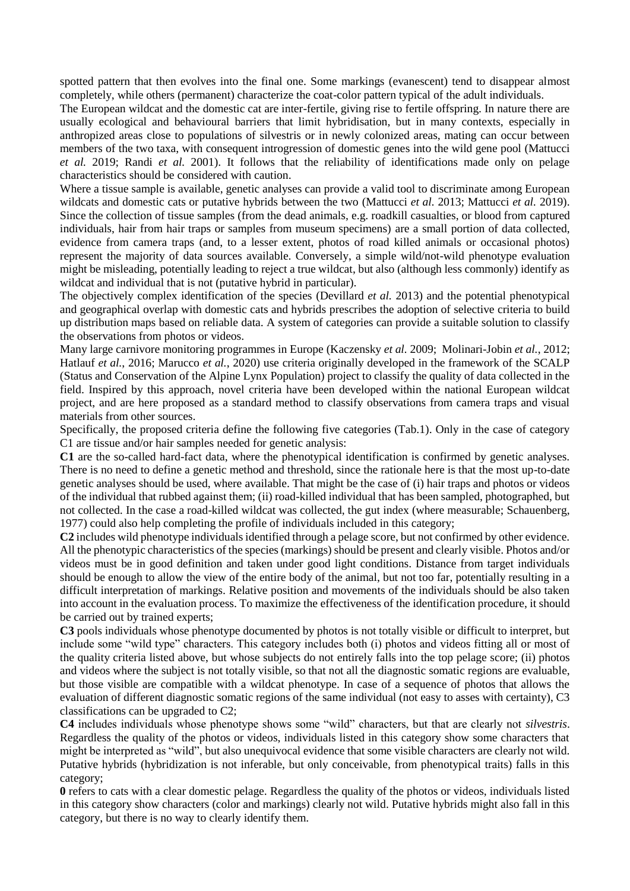spotted pattern that then evolves into the final one. Some markings (evanescent) tend to disappear almost completely, while others (permanent) characterize the coat-color pattern typical of the adult individuals.

The European wildcat and the domestic cat are inter-fertile, giving rise to fertile offspring. In nature there are usually ecological and behavioural barriers that limit hybridisation, but in many contexts, especially in anthropized areas close to populations of silvestris or in newly colonized areas, mating can occur between members of the two taxa, with consequent introgression of domestic genes into the wild gene pool (Mattucci *et al.* 2019; Randi *et al.* 2001). It follows that the reliability of identifications made only on pelage characteristics should be considered with caution.

Where a tissue sample is available, genetic analyses can provide a valid tool to discriminate among European wildcats and domestic cats or putative hybrids between the two (Mattucci *et al*. 2013; Mattucci *et al.* 2019). Since the collection of tissue samples (from the dead animals, e.g. roadkill casualties, or blood from captured individuals, hair from hair traps or samples from museum specimens) are a small portion of data collected, evidence from camera traps (and, to a lesser extent, photos of road killed animals or occasional photos) represent the majority of data sources available. Conversely, a simple wild/not-wild phenotype evaluation might be misleading, potentially leading to reject a true wildcat, but also (although less commonly) identify as wildcat and individual that is not (putative hybrid in particular).

The objectively complex identification of the species (Devillard *et al.* 2013) and the potential phenotypical and geographical overlap with domestic cats and hybrids prescribes the adoption of selective criteria to build up distribution maps based on reliable data. A system of categories can provide a suitable solution to classify the observations from photos or videos.

Many large carnivore monitoring programmes in Europe (Kaczensky *et al.* 2009; Molinari-Jobin *et al.*, 2012; Hatlauf *et al.*, 2016; Marucco *et al.*, 2020) use criteria originally developed in the framework of the SCALP (Status and Conservation of the Alpine Lynx Population) project to classify the quality of data collected in the field. Inspired by this approach, novel criteria have been developed within the national European wildcat project, and are here proposed as a standard method to classify observations from camera traps and visual materials from other sources.

Specifically, the proposed criteria define the following five categories (Tab.1). Only in the case of category C1 are tissue and/or hair samples needed for genetic analysis:

**C1** are the so-called hard-fact data, where the phenotypical identification is confirmed by genetic analyses. There is no need to define a genetic method and threshold, since the rationale here is that the most up-to-date genetic analyses should be used, where available. That might be the case of (i) hair traps and photos or videos of the individual that rubbed against them; (ii) road-killed individual that has been sampled, photographed, but not collected. In the case a road-killed wildcat was collected, the gut index (where measurable; Schauenberg, 1977) could also help completing the profile of individuals included in this category;

**C2** includes wild phenotype individuals identified through a pelage score, but not confirmed by other evidence. All the phenotypic characteristics of the species (markings) should be present and clearly visible. Photos and/or videos must be in good definition and taken under good light conditions. Distance from target individuals should be enough to allow the view of the entire body of the animal, but not too far, potentially resulting in a difficult interpretation of markings. Relative position and movements of the individuals should be also taken into account in the evaluation process. To maximize the effectiveness of the identification procedure, it should be carried out by trained experts;

**C3** pools individuals whose phenotype documented by photos is not totally visible or difficult to interpret, but include some "wild type" characters. This category includes both (i) photos and videos fitting all or most of the quality criteria listed above, but whose subjects do not entirely falls into the top pelage score; (ii) photos and videos where the subject is not totally visible, so that not all the diagnostic somatic regions are evaluable, but those visible are compatible with a wildcat phenotype. In case of a sequence of photos that allows the evaluation of different diagnostic somatic regions of the same individual (not easy to asses with certainty), C3 classifications can be upgraded to C2;

**C4** includes individuals whose phenotype shows some "wild" characters, but that are clearly not *silvestris*. Regardless the quality of the photos or videos, individuals listed in this category show some characters that might be interpreted as "wild", but also unequivocal evidence that some visible characters are clearly not wild. Putative hybrids (hybridization is not inferable, but only conceivable, from phenotypical traits) falls in this category;

**0** refers to cats with a clear domestic pelage. Regardless the quality of the photos or videos, individuals listed in this category show characters (color and markings) clearly not wild. Putative hybrids might also fall in this category, but there is no way to clearly identify them.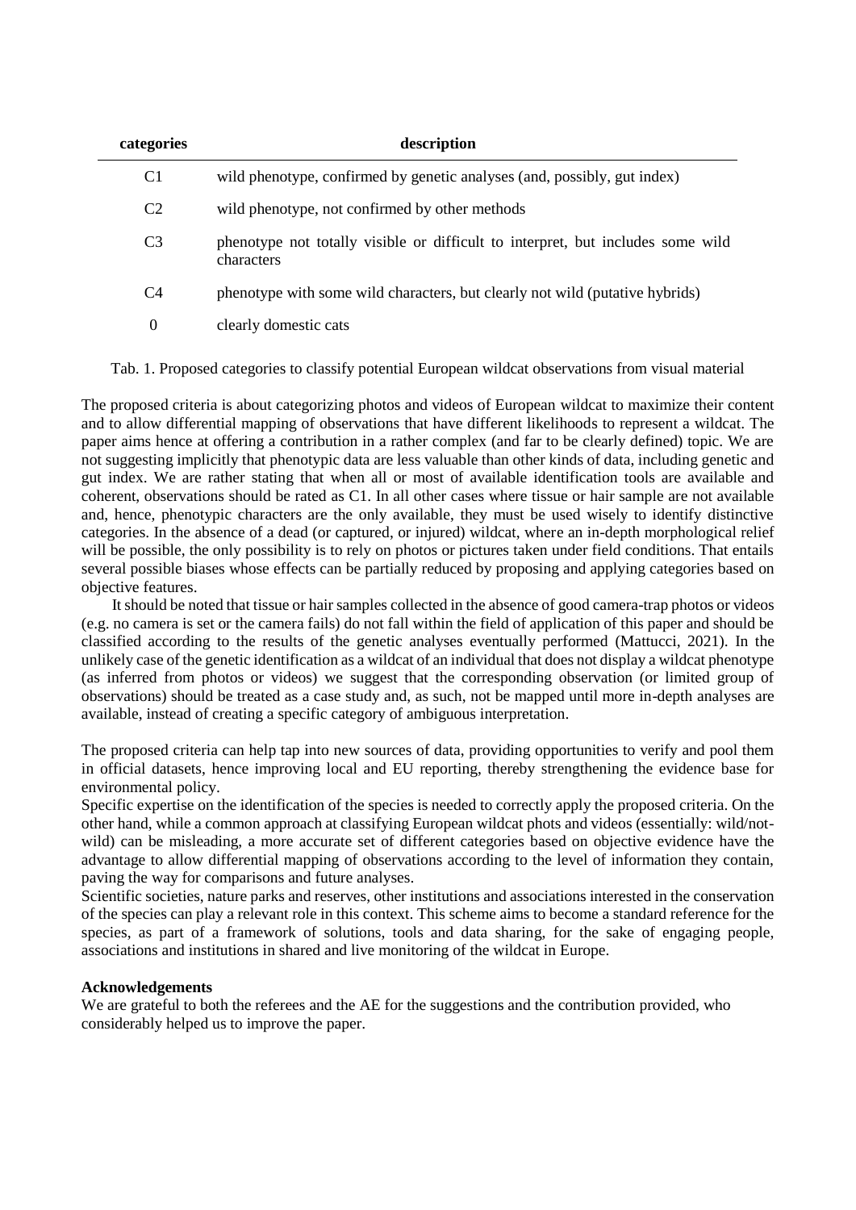| categories | description |
| --- | --- |
| C1 | wild phenotype, confirmed by genetic analyses (and, possibly, gut index) |
| C2 | wild phenotype, not confirmed by other methods |
| C3 | phenotype not totally visible or difficult to interpret, but includes some wild characters |
| C4 | phenotype with some wild characters, but clearly not wild (putative hybrids) |
| 0 | clearly domestic cats |

Tab. 1. Proposed categories to classify potential European wildcat observations from visual material

The proposed criteria is about categorizing photos and videos of European wildcat to maximize their content and to allow differential mapping of observations that have different likelihoods to represent a wildcat. The paper aims hence at offering a contribution in a rather complex (and far to be clearly defined) topic. We are not suggesting implicitly that phenotypic data are less valuable than other kinds of data, including genetic and gut index. We are rather stating that when all or most of available identification tools are available and coherent, observations should be rated as C1. In all other cases where tissue or hair sample are not available and, hence, phenotypic characters are the only available, they must be used wisely to identify distinctive categories. In the absence of a dead (or captured, or injured) wildcat, where an in-depth morphological relief will be possible, the only possibility is to rely on photos or pictures taken under field conditions. That entails several possible biases whose effects can be partially reduced by proposing and applying categories based on objective features.

It should be noted that tissue or hair samples collected in the absence of good camera-trap photos or videos (e.g. no camera is set or the camera fails) do not fall within the field of application of this paper and should be classified according to the results of the genetic analyses eventually performed (Mattucci, 2021). In the unlikely case of the genetic identification as a wildcat of an individual that does not display a wildcat phenotype (as inferred from photos or videos) we suggest that the corresponding observation (or limited group of observations) should be treated as a case study and, as such, not be mapped until more in-depth analyses are available, instead of creating a specific category of ambiguous interpretation.

The proposed criteria can help tap into new sources of data, providing opportunities to verify and pool them in official datasets, hence improving local and EU reporting, thereby strengthening the evidence base for environmental policy.

Specific expertise on the identification of the species is needed to correctly apply the proposed criteria. On the other hand, while a common approach at classifying European wildcat phots and videos (essentially: wild/not-wild) can be misleading, a more accurate set of different categories based on objective evidence have the advantage to allow differential mapping of observations according to the level of information they contain, paving the way for comparisons and future analyses.

Scientific societies, nature parks and reserves, other institutions and associations interested in the conservation of the species can play a relevant role in this context. This scheme aims to become a standard reference for the species, as part of a framework of solutions, tools and data sharing, for the sake of engaging people, associations and institutions in shared and live monitoring of the wildcat in Europe.

**Acknowledgements**

We are grateful to both the referees and the AE for the suggestions and the contribution provided, who considerably helped us to improve the paper.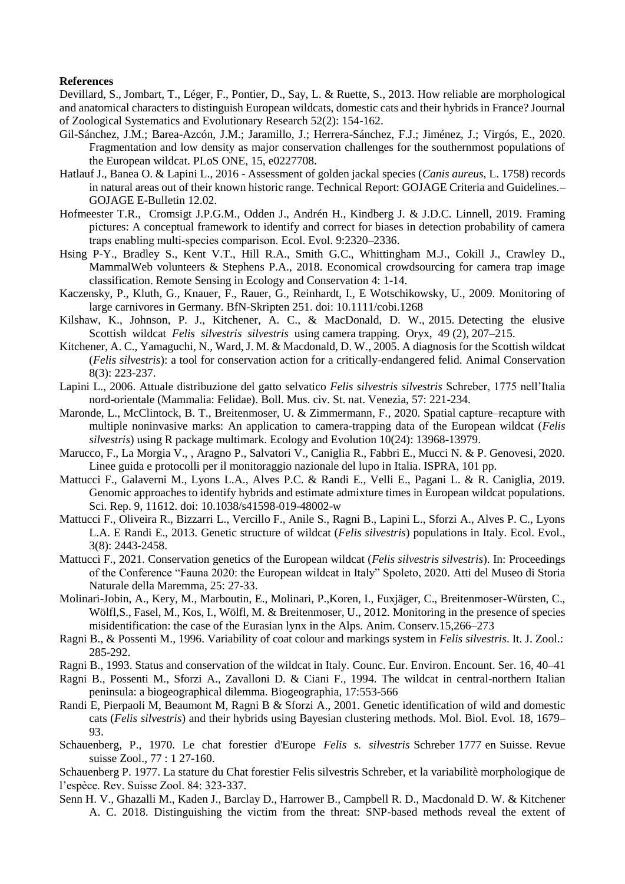**References**

Devillard, S., Jombart, T., Léger, F., Pontier, D., Say, L. & Ruette, S., 2013. How reliable are morphological and anatomical characters to distinguish European wildcats, domestic cats and their hybrids in France? Journal of Zoological Systematics and Evolutionary Research 52(2): 154-162.

Gil-Sánchez, J.M.; Barea-Azcón, J.M.; Jaramillo, J.; Herrera-Sánchez, F.J.; Jiménez, J.; Virgós, E., 2020. Fragmentation and low density as major conservation challenges for the southernmost populations of the European wildcat. PLoS ONE, 15, e0227708.

Hatlauf J., Banea O. & Lapini L., 2016 - Assessment of golden jackal species (*Canis aureus*, L. 1758) records in natural areas out of their known historic range. Technical Report: GOJAGE Criteria and Guidelines.– GOJAGE E-Bulletin 12.02.

Hofmeester T.R., Cromsigt J.P.G.M., Odden J., Andrén H., Kindberg J. & J.D.C. Linnell, 2019. Framing pictures: A conceptual framework to identify and correct for biases in detection probability of camera traps enabling multi-species comparison. Ecol. Evol. 9:2320–2336.

Hsing P-Y., Bradley S., Kent V.T., Hill R.A., Smith G.C., Whittingham M.J., Cokill J., Crawley D., MammalWeb volunteers & Stephens P.A., 2018. Economical crowdsourcing for camera trap image classification. Remote Sensing in Ecology and Conservation 4: 1-14.

Kaczensky, P., Kluth, G., Knauer, F., Rauer, G., Reinhardt, I., E Wotschikowsky, U., 2009. Monitoring of large carnivores in Germany. BfN-Skripten 251. doi: 10.1111/cobi.1268

Kilshaw, K., Johnson, P. J., Kitchener, A. C., & MacDonald, D. W., 2015. Detecting the elusive Scottish wildcat *Felis silvestris silvestris* using camera trapping. Oryx, 49 (2), 207–215.

Kitchener, A. C., Yamaguchi, N., Ward, J. M. & Macdonald, D. W., 2005. A diagnosis for the Scottish wildcat (*Felis silvestris*): a tool for conservation action for a critically-endangered felid. Animal Conservation 8(3): 223-237.

Lapini L., 2006. Attuale distribuzione del gatto selvatico *Felis silvestris silvestris* Schreber, 1775 nell'Italia nord-orientale (Mammalia: Felidae). Boll. Mus. civ. St. nat. Venezia, 57: 221-234.

Maronde, L., McClintock, B. T., Breitenmoser, U. & Zimmermann, F., 2020. Spatial capture–recapture with multiple noninvasive marks: An application to camera-trapping data of the European wildcat (*Felis silvestris*) using R package multimark. Ecology and Evolution 10(24): 13968-13979.

Marucco, F., La Morgia V., , Aragno P., Salvatori V., Caniglia R., Fabbri E., Mucci N. & P. Genovesi, 2020. Linee guida e protocolli per il monitoraggio nazionale del lupo in Italia. ISPRA, 101 pp.

Mattucci F., Galaverni M., Lyons L.A., Alves P.C. & Randi E., Velli E., Pagani L. & R. Caniglia, 2019. Genomic approaches to identify hybrids and estimate admixture times in European wildcat populations. Sci. Rep. 9, 11612. doi: 10.1038/s41598-019-48002-w

Mattucci F., Oliveira R., Bizzarri L., Vercillo F., Anile S., Ragni B., Lapini L., Sforzi A., Alves P. C., Lyons L.A. E Randi E., 2013. Genetic structure of wildcat (*Felis silvestris*) populations in Italy. Ecol. Evol., 3(8): 2443-2458.

Mattucci F., 2021. Conservation genetics of the European wildcat (*Felis silvestris silvestris*). In: Proceedings of the Conference "Fauna 2020: the European wildcat in Italy" Spoleto, 2020. Atti del Museo di Storia Naturale della Maremma, 25: 27-33.

Molinari-Jobin, A., Kery, M., Marboutin, E., Molinari, P.,Koren, I., Fuxjäger, C., Breitenmoser-Würsten, C., Wölfl,S., Fasel, M., Kos, I., Wölfl, M. & Breitenmoser, U., 2012. Monitoring in the presence of species misidentification: the case of the Eurasian lynx in the Alps. Anim. Conserv.15,266–273

Ragni B., & Possenti M., 1996. Variability of coat colour and markings system in *Felis silvestris*. It. J. Zool.: 285-292.

Ragni B., 1993. Status and conservation of the wildcat in Italy. Counc. Eur. Environ. Encount. Ser. 16, 40–41

Ragni B., Possenti M., Sforzi A., Zavalloni D. & Ciani F., 1994. The wildcat in central-northern Italian peninsula: a biogeographical dilemma. Biogeographia, 17:553-566

Randi E, Pierpaoli M, Beaumont M, Ragni B & Sforzi A., 2001. Genetic identification of wild and domestic cats (*Felis silvestris*) and their hybrids using Bayesian clustering methods. Mol. Biol. Evol. 18, 1679–93.

Schauenberg, P., 1970. Le chat forestier d'Europe *Felis s. silvestris* Schreber 1777 en Suisse. Revue suisse Zool., 77 : 1 27-160.

Schauenberg P. 1977. La stature du Chat forestier Felis silvestris Schreber, et la variabilitè morphologique de l'espèce. Rev. Suisse Zool. 84: 323-337.

Senn H. V., Ghazalli M., Kaden J., Barclay D., Harrower B., Campbell R. D., Macdonald D. W. & Kitchener A. C. 2018. Distinguishing the victim from the threat: SNP-based methods reveal the extent of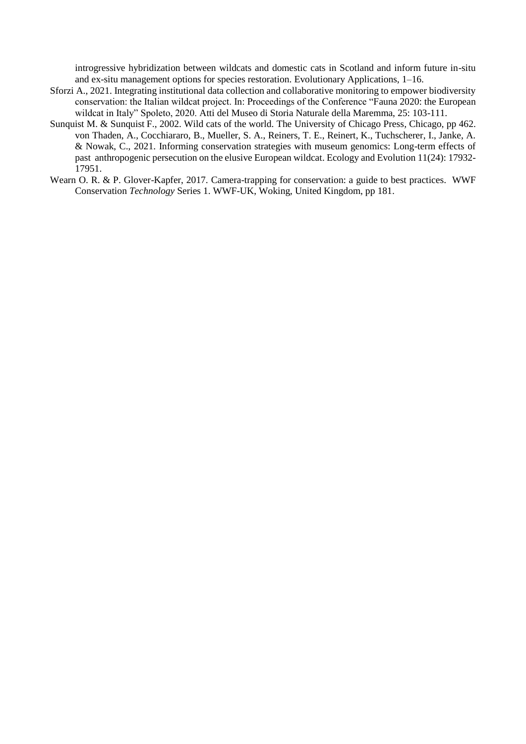introgressive hybridization between wildcats and domestic cats in Scotland and inform future in-situ and ex-situ management options for species restoration. Evolutionary Applications, 1–16.

Sforzi A., 2021. Integrating institutional data collection and collaborative monitoring to empower biodiversity conservation: the Italian wildcat project. In: Proceedings of the Conference "Fauna 2020: the European wildcat in Italy" Spoleto, 2020. Atti del Museo di Storia Naturale della Maremma, 25: 103-111.

Sunquist M. & Sunquist F., 2002. Wild cats of the world. The University of Chicago Press, Chicago, pp 462.

von Thaden, A., Cocchiararo, B., Mueller, S. A., Reiners, T. E., Reinert, K., Tuchscherer, I., Janke, A. & Nowak, C., 2021. Informing conservation strategies with museum genomics: Long-term effects of past anthropogenic persecution on the elusive European wildcat. Ecology and Evolution 11(24): 17932-17951.

Wearn O. R. & P. Glover-Kapfer, 2017. Camera-trapping for conservation: a guide to best practices. WWF Conservation *Technology* Series 1. WWF-UK, Woking, United Kingdom, pp 181.